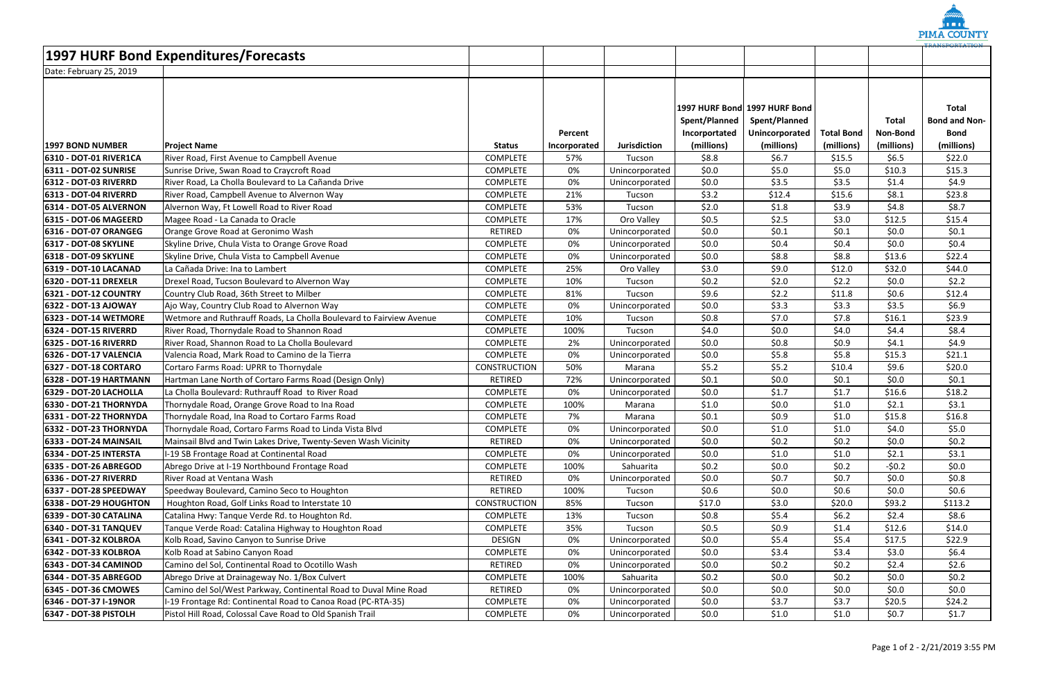# 1997 HURF Bond Expenditures/Forecasts

Date: February 25, 2019

| 1997 BOND NUMBER | Project Name | Status | Percent Incorporated | Jurisdiction | 1997 HURF Bond Spent/Planned Incorporated (millions) | 1997 HURF Bond Spent/Planned Unincorporated (millions) | Total Bond (millions) | Total Non-Bond (millions) | Total Bond and Non-Bond (millions) |
|---|---|---|---|---|---|---|---|---|---|
| 6310 - DOT-01 RIVER1CA | River Road, First Avenue to Campbell Avenue | COMPLETE | 57% | Tucson | $8.8 | $6.7 | $15.5 | $6.5 | $22.0 |
| 6311 - DOT-02 SUNRISE | Sunrise Drive, Swan Road to Craycroft Road | COMPLETE | 0% | Unincorporated | $0.0 | $5.0 | $5.0 | $10.3 | $15.3 |
| 6312 - DOT-03 RIVERRD | River Road, La Cholla Boulevard to La Cañanda Drive | COMPLETE | 0% | Unincorporated | $0.0 | $3.5 | $3.5 | $1.4 | $4.9 |
| 6313 - DOT-04 RIVERRD | River Road, Campbell Avenue to Alvernon Way | COMPLETE | 21% | Tucson | $3.2 | $12.4 | $15.6 | $8.1 | $23.8 |
| 6314 - DOT-05 ALVERNON | Alvernon Way, Ft Lowell Road to River Road | COMPLETE | 53% | Tucson | $2.0 | $1.8 | $3.9 | $4.8 | $8.7 |
| 6315 - DOT-06 MAGEERD | Magee Road - La Canada to Oracle | COMPLETE | 17% | Oro Valley | $0.5 | $2.5 | $3.0 | $12.5 | $15.4 |
| 6316 - DOT-07 ORANGEG | Orange Grove Road at Geronimo Wash | RETIRED | 0% | Unincorporated | $0.0 | $0.1 | $0.1 | $0.0 | $0.1 |
| 6317 - DOT-08 SKYLINE | Skyline Drive, Chula Vista to Orange Grove Road | COMPLETE | 0% | Unincorporated | $0.0 | $0.4 | $0.4 | $0.0 | $0.4 |
| 6318 - DOT-09 SKYLINE | Skyline Drive, Chula Vista to Campbell Avenue | COMPLETE | 0% | Unincorporated | $0.0 | $8.8 | $8.8 | $13.6 | $22.4 |
| 6319 - DOT-10 LACANAD | La Cañada Drive: Ina to Lambert | COMPLETE | 25% | Oro Valley | $3.0 | $9.0 | $12.0 | $32.0 | $44.0 |
| 6320 - DOT-11 DREXELR | Drexel Road, Tucson Boulevard to Alvernon Way | COMPLETE | 10% | Tucson | $0.2 | $2.0 | $2.2 | $0.0 | $2.2 |
| 6321 - DOT-12 COUNTRY | Country Club Road, 36th Street to Milber | COMPLETE | 81% | Tucson | $9.6 | $2.2 | $11.8 | $0.6 | $12.4 |
| 6322 - DOT-13 AJOWAY | Ajo Way, Country Club Road to Alvernon Way | COMPLETE | 0% | Unincorporated | $0.0 | $3.3 | $3.3 | $3.5 | $6.9 |
| 6323 - DOT-14 WETMORE | Wetmore and Ruthrauff Roads, La Cholla Boulevard to Fairview Avenue | COMPLETE | 10% | Tucson | $0.8 | $7.0 | $7.8 | $16.1 | $23.9 |
| 6324 - DOT-15 RIVERRD | River Road, Thornydale Road to Shannon Road | COMPLETE | 100% | Tucson | $4.0 | $0.0 | $4.0 | $4.4 | $8.4 |
| 6325 - DOT-16 RIVERRD | River Road, Shannon Road to La Cholla Boulevard | COMPLETE | 2% | Unincorporated | $0.0 | $0.8 | $0.9 | $4.1 | $4.9 |
| 6326 - DOT-17 VALENCIA | Valencia Road, Mark Road to Camino de la Tierra | COMPLETE | 0% | Unincorporated | $0.0 | $5.8 | $5.8 | $15.3 | $21.1 |
| 6327 - DOT-18 CORTARO | Cortaro Farms Road: UPRR to Thornydale | CONSTRUCTION | 50% | Marana | $5.2 | $5.2 | $10.4 | $9.6 | $20.0 |
| 6328 - DOT-19 HARTMANN | Hartman Lane North of Cortaro Farms Road (Design Only) | RETIRED | 72% | Unincorporated | $0.1 | $0.0 | $0.1 | $0.0 | $0.1 |
| 6329 - DOT-20 LACHOLLA | La Cholla Boulevard: Ruthrauff Road to River Road | COMPLETE | 0% | Unincorporated | $0.0 | $1.7 | $1.7 | $16.6 | $18.2 |
| 6330 - DOT-21 THORNYDA | Thornydale Road, Orange Grove Road to Ina Road | COMPLETE | 100% | Marana | $1.0 | $0.0 | $1.0 | $2.1 | $3.1 |
| 6331 - DOT-22 THORNYDA | Thornydale Road, Ina Road to Cortaro Farms Road | COMPLETE | 7% | Marana | $0.1 | $0.9 | $1.0 | $15.8 | $16.8 |
| 6332 - DOT-23 THORNYDA | Thornydale Road, Cortaro Farms Road to Linda Vista Blvd | COMPLETE | 0% | Unincorporated | $0.0 | $1.0 | $1.0 | $4.0 | $5.0 |
| 6333 - DOT-24 MAINSAIL | Mainsail Blvd and Twin Lakes Drive, Twenty-Seven Wash Vicinity | RETIRED | 0% | Unincorporated | $0.0 | $0.2 | $0.2 | $0.0 | $0.2 |
| 6334 - DOT-25 INTERSTA | I-19 SB Frontage Road at Continental Road | COMPLETE | 0% | Unincorporated | $0.0 | $1.0 | $1.0 | $2.1 | $3.1 |
| 6335 - DOT-26 ABREGOD | Abrego Drive at I-19 Northbound Frontage Road | COMPLETE | 100% | Sahuarita | $0.2 | $0.0 | $0.2 | -$0.2 | $0.0 |
| 6336 - DOT-27 RIVERRD | River Road at Ventana Wash | RETIRED | 0% | Unincorporated | $0.0 | $0.7 | $0.7 | $0.0 | $0.8 |
| 6337 - DOT-28 SPEEDWAY | Speedway Boulevard, Camino Seco to Houghton | RETIRED | 100% | Tucson | $0.6 | $0.0 | $0.6 | $0.0 | $0.6 |
| 6338 - DOT-29 HOUGHTON | Houghton Road, Golf Links Road to Interstate 10 | CONSTRUCTION | 85% | Tucson | $17.0 | $3.0 | $20.0 | $93.2 | $113.2 |
| 6339 - DOT-30 CATALINA | Catalina Hwy: Tanque Verde Rd. to Houghton Rd. | COMPLETE | 13% | Tucson | $0.8 | $5.4 | $6.2 | $2.4 | $8.6 |
| 6340 - DOT-31 TANQUEV | Tanque Verde Road: Catalina Highway to Houghton Road | COMPLETE | 35% | Tucson | $0.5 | $0.9 | $1.4 | $12.6 | $14.0 |
| 6341 - DOT-32 KOLBROA | Kolb Road, Savino Canyon to Sunrise Drive | DESIGN | 0% | Unincorporated | $0.0 | $5.4 | $5.4 | $17.5 | $22.9 |
| 6342 - DOT-33 KOLBROA | Kolb Road at Sabino Canyon Road | COMPLETE | 0% | Unincorporated | $0.0 | $3.4 | $3.4 | $3.0 | $6.4 |
| 6343 - DOT-34 CAMINOD | Camino del Sol, Continental Road to Ocotillo Wash | RETIRED | 0% | Unincorporated | $0.0 | $0.2 | $0.2 | $2.4 | $2.6 |
| 6344 - DOT-35 ABREGOD | Abrego Drive at Drainageway No. 1/Box Culvert | COMPLETE | 100% | Sahuarita | $0.2 | $0.0 | $0.2 | $0.0 | $0.2 |
| 6345 - DOT-36 CMOWES | Camino del Sol/West Parkway, Continental Road to Duval Mine Road | RETIRED | 0% | Unincorporated | $0.0 | $0.0 | $0.0 | $0.0 | $0.0 |
| 6346 - DOT-37 I-19NOR | I-19 Frontage Rd: Continental Road to Canoa Road (PC-RTA-35) | COMPLETE | 0% | Unincorporated | $0.0 | $3.7 | $3.7 | $20.5 | $24.2 |
| 6347 - DOT-38 PISTOLH | Pistol Hill Road, Colossal Cave Road to Old Spanish Trail | COMPLETE | 0% | Unincorporated | $0.0 | $1.0 | $1.0 | $0.7 | $1.7 |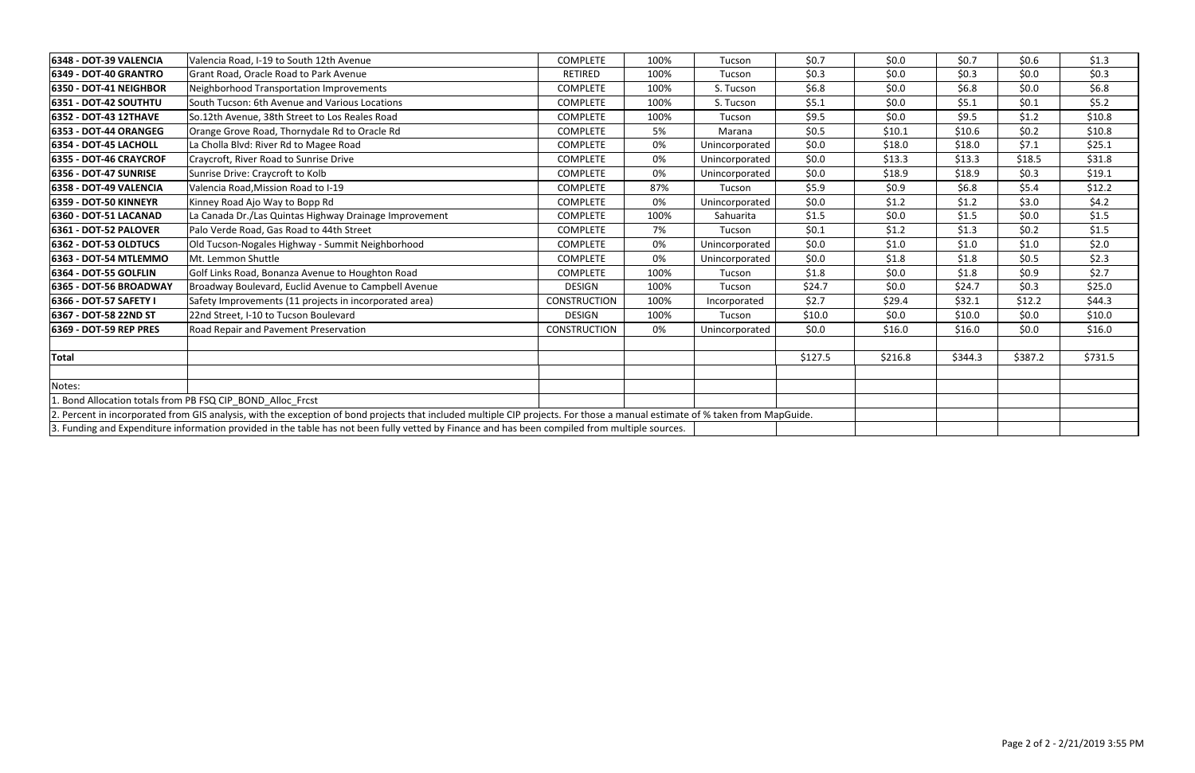| | | | | | | | | | |
|---|---|---|---|---|---|---|---|---|---|
| **6348 - DOT-39 VALENCIA** | Valencia Road, I-19 to South 12th Avenue | COMPLETE | 100% | Tucson | $0.7 | $0.0 | $0.7 | $0.6 | $1.3 |
| **6349 - DOT-40 GRANTRO** | Grant Road, Oracle Road to Park Avenue | RETIRED | 100% | Tucson | $0.3 | $0.0 | $0.3 | $0.0 | $0.3 |
| **6350 - DOT-41 NEIGHBOR** | Neighborhood Transportation Improvements | COMPLETE | 100% | S. Tucson | $6.8 | $0.0 | $6.8 | $0.0 | $6.8 |
| **6351 - DOT-42 SOUTHTU** | South Tucson: 6th Avenue and Various Locations | COMPLETE | 100% | S. Tucson | $5.1 | $0.0 | $5.1 | $0.1 | $5.2 |
| **6352 - DOT-43 12THAVE** | So.12th Avenue, 38th Street to Los Reales Road | COMPLETE | 100% | Tucson | $9.5 | $0.0 | $9.5 | $1.2 | $10.8 |
| **6353 - DOT-44 ORANGEG** | Orange Grove Road, Thornydale Rd to Oracle Rd | COMPLETE | 5% | Marana | $0.5 | $10.1 | $10.6 | $0.2 | $10.8 |
| **6354 - DOT-45 LACHOLL** | La Cholla Blvd: River Rd to Magee Road | COMPLETE | 0% | Unincorporated | $0.0 | $18.0 | $18.0 | $7.1 | $25.1 |
| **6355 - DOT-46 CRAYCROF** | Craycroft, River Road to Sunrise Drive | COMPLETE | 0% | Unincorporated | $0.0 | $13.3 | $13.3 | $18.5 | $31.8 |
| **6356 - DOT-47 SUNRISE** | Sunrise Drive: Craycroft to Kolb | COMPLETE | 0% | Unincorporated | $0.0 | $18.9 | $18.9 | $0.3 | $19.1 |
| **6358 - DOT-49 VALENCIA** | Valencia Road,Mission Road to I-19 | COMPLETE | 87% | Tucson | $5.9 | $0.9 | $6.8 | $5.4 | $12.2 |
| **6359 - DOT-50 KINNEYR** | Kinney Road Ajo Way to Bopp Rd | COMPLETE | 0% | Unincorporated | $0.0 | $1.2 | $1.2 | $3.0 | $4.2 |
| **6360 - DOT-51 LACANAD** | La Canada Dr./Las Quintas Highway Drainage Improvement | COMPLETE | 100% | Sahuarita | $1.5 | $0.0 | $1.5 | $0.0 | $1.5 |
| **6361 - DOT-52 PALOVER** | Palo Verde Road, Gas Road to 44th Street | COMPLETE | 7% | Tucson | $0.1 | $1.2 | $1.3 | $0.2 | $1.5 |
| **6362 - DOT-53 OLDTUCS** | Old Tucson-Nogales Highway - Summit Neighborhood | COMPLETE | 0% | Unincorporated | $0.0 | $1.0 | $1.0 | $1.0 | $2.0 |
| **6363 - DOT-54 MTLEMMO** | Mt. Lemmon Shuttle | COMPLETE | 0% | Unincorporated | $0.0 | $1.8 | $1.8 | $0.5 | $2.3 |
| **6364 - DOT-55 GOLFLIN** | Golf Links Road, Bonanza Avenue to Houghton Road | COMPLETE | 100% | Tucson | $1.8 | $0.0 | $1.8 | $0.9 | $2.7 |
| **6365 - DOT-56 BROADWAY** | Broadway Boulevard, Euclid Avenue to Campbell Avenue | DESIGN | 100% | Tucson | $24.7 | $0.0 | $24.7 | $0.3 | $25.0 |
| **6366 - DOT-57 SAFETY I** | Safety Improvements (11 projects in incorporated area) | CONSTRUCTION | 100% | Incorporated | $2.7 | $29.4 | $32.1 | $12.2 | $44.3 |
| **6367 - DOT-58 22ND ST** | 22nd Street, I-10 to Tucson Boulevard | DESIGN | 100% | Tucson | $10.0 | $0.0 | $10.0 | $0.0 | $10.0 |
| **6369 - DOT-59 REP PRES** | Road Repair and Pavement Preservation | CONSTRUCTION | 0% | Unincorporated | $0.0 | $16.0 | $16.0 | $0.0 | $16.0 |
| | | | | | | | | | |
| **Total** | | | | | $127.5 | $216.8 | $344.3 | $387.2 | $731.5 |

Notes:

1. Bond Allocation totals from PB FSQ CIP_BOND_Alloc_Frcst
2. Percent in incorporated from GIS analysis, with the exception of bond projects that included multiple CIP projects. For those a manual estimate of % taken from MapGuide.
3. Funding and Expenditure information provided in the table has not been fully vetted by Finance and has been compiled from multiple sources.